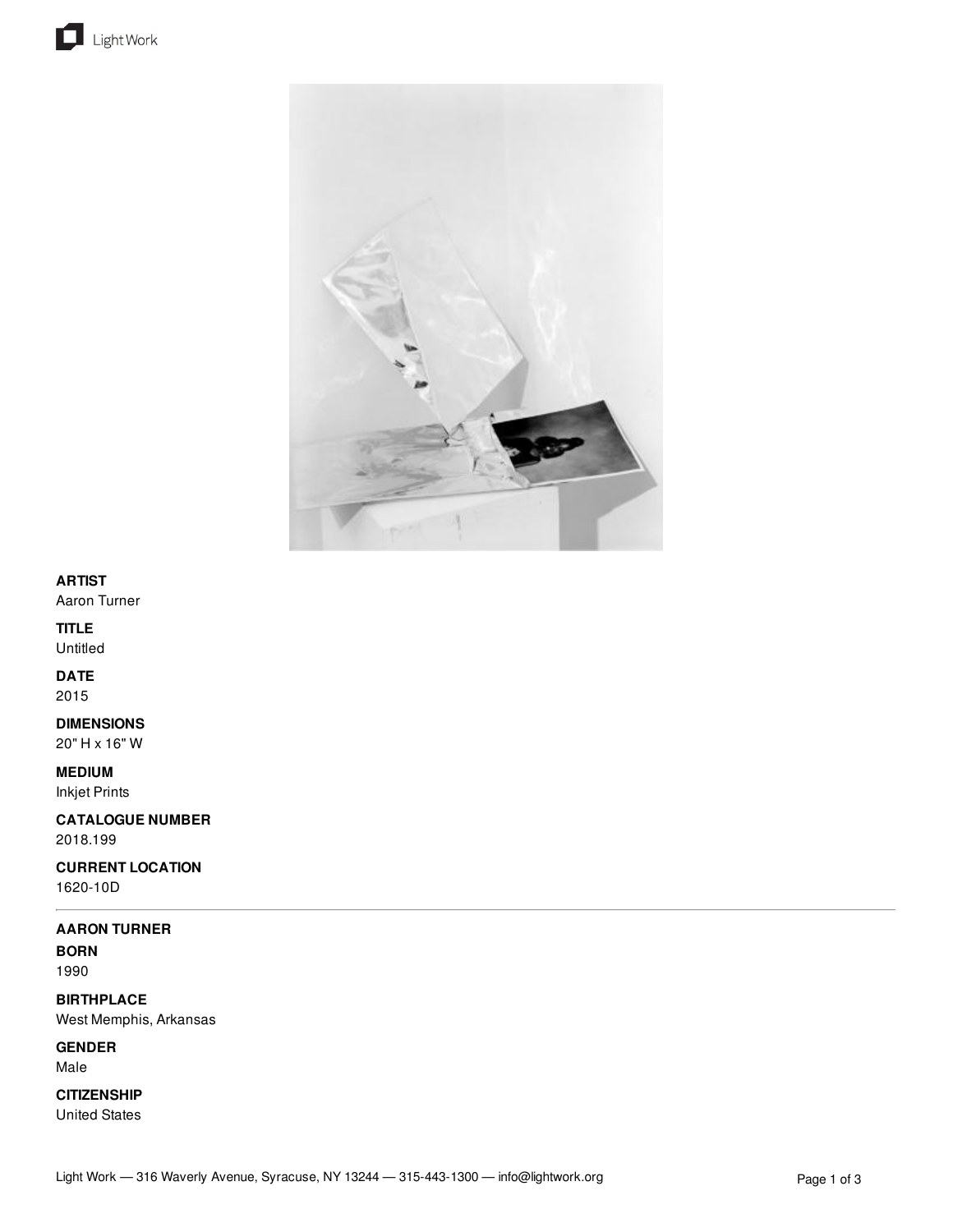**ARTIST**
Aaron Turner

**TITLE**
Untitled

**DATE**
2015

**DIMENSIONS**
20" H x 16" W

**MEDIUM**
Inkjet Prints

**CATALOGUE NUMBER**
2018.199

**CURRENT LOCATION**
1620-10D

---

**AARON TURNER**

**BORN**
1990

**BIRTHPLACE**
West Memphis, Arkansas

**GENDER**
Male

**CITIZENSHIP**
United States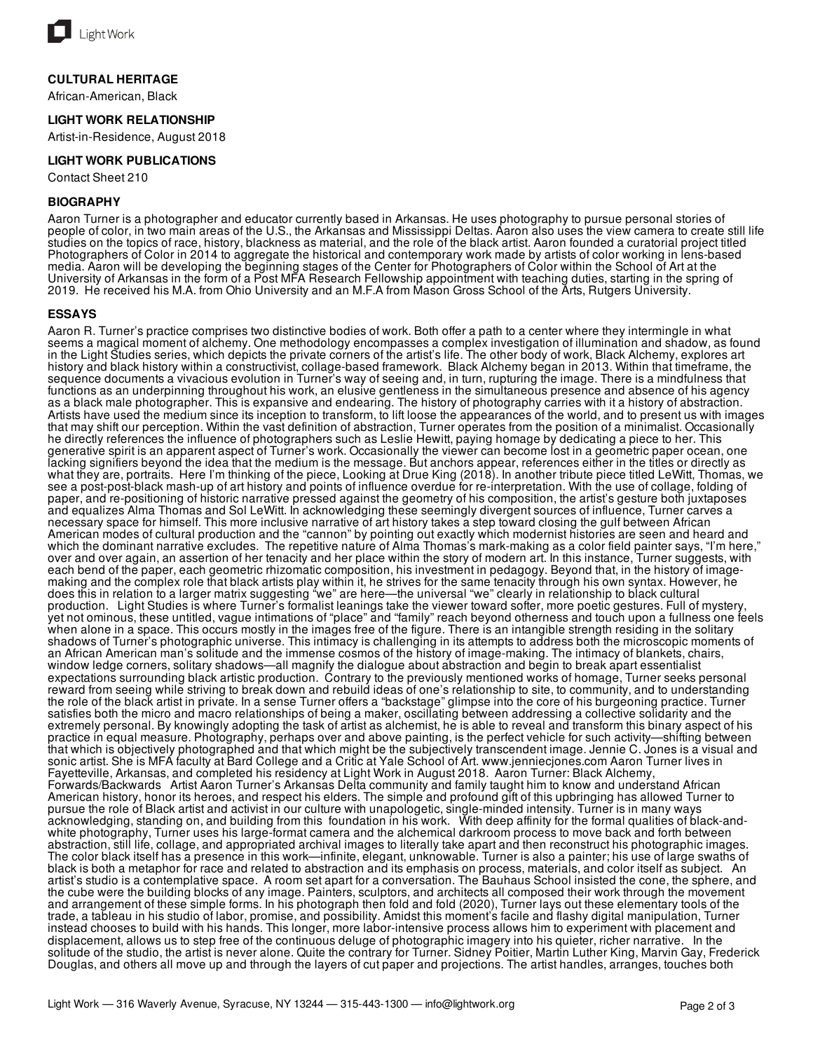### CULTURAL HERITAGE

African-American, Black

### LIGHT WORK RELATIONSHIP

Artist-in-Residence, August 2018

### LIGHT WORK PUBLICATIONS

Contact Sheet 210

### BIOGRAPHY

Aaron Turner is a photographer and educator currently based in Arkansas. He uses photography to pursue personal stories of people of color, in two main areas of the U.S., the Arkansas and Mississippi Deltas. Aaron also uses the view camera to create still life studies on the topics of race, history, blackness as material, and the role of the black artist. Aaron founded a curatorial project titled Photographers of Color in 2014 to aggregate the historical and contemporary work made by artists of color working in lens-based media. Aaron will be developing the beginning stages of the Center for Photographers of Color within the School of Art at the University of Arkansas in the form of a Post MFA Research Fellowship appointment with teaching duties, starting in the spring of 2019. He received his M.A. from Ohio University and an M.F.A from Mason Gross School of the Arts, Rutgers University.

### ESSAYS

Aaron R. Turner's practice comprises two distinctive bodies of work. Both offer a path to a center where they intermingle in what seems a magical moment of alchemy. One methodology encompasses a complex investigation of illumination and shadow, as found in the Light Studies series, which depicts the private corners of the artist's life. The other body of work, Black Alchemy, explores art history and black history within a constructivist, collage-based framework. Black Alchemy began in 2013. Within that timeframe, the sequence documents a vivacious evolution in Turner's way of seeing and, in turn, rupturing the image. There is a mindfulness that functions as an underpinning throughout his work, an elusive gentleness in the simultaneous presence and absence of his agency as a black male photographer. This is expansive and endearing. The history of photography carries with it a history of abstraction. Artists have used the medium since its inception to transform, to lift loose the appearances of the world, and to present us with images that may shift our perception. Within the vast definition of abstraction, Turner operates from the position of a minimalist. Occasionally he directly references the influence of photographers such as Leslie Hewitt, paying homage by dedicating a piece to her. This generative spirit is an apparent aspect of Turner's work. Occasionally the viewer can become lost in a geometric paper ocean, one lacking signifiers beyond the idea that the medium is the message. But anchors appear, references either in the titles or directly as what they are, portraits. Here I'm thinking of the piece, Looking at Drue King (2018). In another tribute piece titled LeWitt, Thomas, we see a post-post-black mash-up of art history and points of influence overdue for re-interpretation. With the use of collage, folding of paper, and re-positioning of historic narrative pressed against the geometry of his composition, the artist's gesture both juxtaposes and equalizes Alma Thomas and Sol LeWitt. In acknowledging these seemingly divergent sources of influence, Turner carves a necessary space for himself. This more inclusive narrative of art history takes a step toward closing the gulf between African American modes of cultural production and the "cannon" by pointing out exactly which modernist histories are seen and heard and which the dominant narrative excludes. The repetitive nature of Alma Thomas's mark-making as a color field painter says, "I'm here," over and over again, an assertion of her tenacity and her place within the story of modern art. In this instance, Turner suggests, with each bend of the paper, each geometric rhizomatic composition, his investment in pedagogy. Beyond that, in the history of image-making and the complex role that black artists play within it, he strives for the same tenacity through his own syntax. However, he does this in relation to a larger matrix suggesting "we" are here—the universal "we" clearly in relationship to black cultural production. Light Studies is where Turner's formalist leanings take the viewer toward softer, more poetic gestures. Full of mystery, yet not ominous, these untitled, vague intimations of "place" and "family" reach beyond otherness and touch upon a fullness one feels when alone in a space. This occurs mostly in the images free of the figure. There is an intangible strength residing in the solitary shadows of Turner's photographic universe. This intimacy is challenging in its attempts to address both the microscopic moments of an African American man's solitude and the immense cosmos of the history of image-making. The intimacy of blankets, chairs, window ledge corners, solitary shadows—all magnify the dialogue about abstraction and begin to break apart essentialist expectations surrounding black artistic production. Contrary to the previously mentioned works of homage, Turner seeks personal reward from seeing while striving to break down and rebuild ideas of one's relationship to site, to community, and to understanding the role of the black artist in private. In a sense Turner offers a "backstage" glimpse into the core of his burgeoning practice. Turner satisfies both the micro and macro relationships of being a maker, oscillating between addressing a collective solidarity and the extremely personal. By knowingly adopting the task of artist as alchemist, he is able to reveal and transform this binary aspect of his practice in equal measure. Photography, perhaps over and above painting, is the perfect vehicle for such activity—shifting between that which is objectively photographed and that which might be the subjectively transcendent image. Jennie C. Jones is a visual and sonic artist. She is MFA faculty at Bard College and a Critic at Yale School of Art. www.jenniecjones.com Aaron Turner lives in Fayetteville, Arkansas, and completed his residency at Light Work in August 2018. Aaron Turner: Black Alchemy, Forwards/Backwards Artist Aaron Turner's Arkansas Delta community and family taught him to know and understand African American history, honor its heroes, and respect his elders. The simple and profound gift of this upbringing has allowed Turner to pursue the role of Black artist and activist in our culture with unapologetic, single-minded intensity. Turner is in many ways acknowledging, standing on, and building from this foundation in his work. With deep affinity for the formal qualities of black-and-white photography, Turner uses his large-format camera and the alchemical darkroom process to move back and forth between abstraction, still life, collage, and appropriated archival images to literally take apart and then reconstruct his photographic images. The color black itself has a presence in this work—infinite, elegant, unknowable. Turner is also a painter; his use of large swaths of black is both a metaphor for race and related to abstraction and its emphasis on process, materials, and color itself as subject. An artist's studio is a contemplative space. A room set apart for a conversation. The Bauhaus School insisted the cone, the sphere, and the cube were the building blocks of any image. Painters, sculptors, and architects all composed their work through the movement and arrangement of these simple forms. In his photograph then fold and fold (2020), Turner lays out these elementary tools of the trade, a tableau in his studio of labor, promise, and possibility. Amidst this moment's facile and flashy digital manipulation, Turner instead chooses to build with his hands. This longer, more labor-intensive process allows him to experiment with placement and displacement, allows us to step free of the continuous deluge of photographic imagery into his quieter, richer narrative. In the solitude of the studio, the artist is never alone. Quite the contrary for Turner. Sidney Poitier, Martin Luther King, Marvin Gay, Frederick Douglas, and others all move up and through the layers of cut paper and projections. The artist handles, arranges, touches both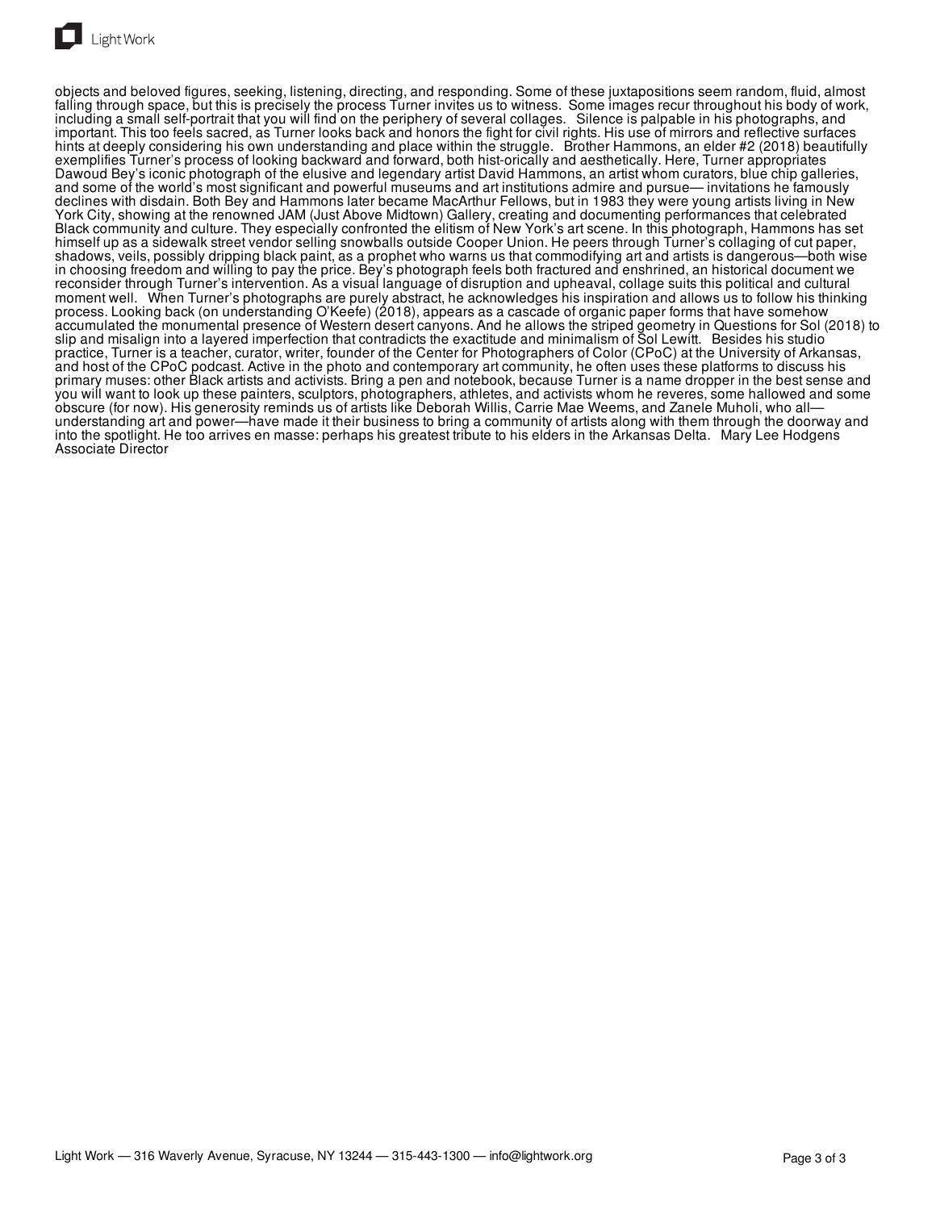objects and beloved figures, seeking, listening, directing, and responding. Some of these juxtapositions seem random, fluid, almost falling through space, but this is precisely the process Turner invites us to witness. Some images recur throughout his body of work, including a small self-portrait that you will find on the periphery of several collages.

Silence is palpable in his photographs, and important. This too feels sacred, as Turner looks back and honors the fight for civil rights. His use of mirrors and reflective surfaces hints at deeply considering his own understanding and place within the struggle.

Brother Hammons, an elder #2 (2018) beautifully exemplifies Turner's process of looking backward and forward, both hist-orically and aesthetically. Here, Turner appropriates Dawoud Bey's iconic photograph of the elusive and legendary artist David Hammons, an artist whom curators, blue chip galleries, and some of the world's most significant and powerful museums and art institutions admire and pursue— invitations he famously declines with disdain. Both Bey and Hammons later became MacArthur Fellows, but in 1983 they were young artists living in New York City, showing at the renowned JAM (Just Above Midtown) Gallery, creating and documenting performances that celebrated Black community and culture. They especially confronted the elitism of New York's art scene. In this photograph, Hammons has set himself up as a sidewalk street vendor selling snowballs outside Cooper Union. He peers through Turner's collaging of cut paper, shadows, veils, possibly dripping black paint, as a prophet who warns us that commodifying art and artists is dangerous—both wise in choosing freedom and willing to pay the price. Bey's photograph feels both fractured and enshrined, an historical document we reconsider through Turner's intervention. As a visual language of disruption and upheaval, collage suits this political and cultural moment well.

When Turner's photographs are purely abstract, he acknowledges his inspiration and allows us to follow his thinking process. Looking back (on understanding O'Keefe) (2018), appears as a cascade of organic paper forms that have somehow accumulated the monumental presence of Western desert canyons. And he allows the striped geometry in Questions for Sol (2018) to slip and misalign into a layered imperfection that contradicts the exactitude and minimalism of Sol Lewitt.

Besides his studio practice, Turner is a teacher, curator, writer, founder of the Center for Photographers of Color (CPoC) at the University of Arkansas, and host of the CPoC podcast. Active in the photo and contemporary art community, he often uses these platforms to discuss his primary muses: other Black artists and activists. Bring a pen and notebook, because Turner is a name dropper in the best sense and you will want to look up these painters, sculptors, photographers, athletes, and activists whom he reveres, some hallowed and some obscure (for now). His generosity reminds us of artists like Deborah Willis, Carrie Mae Weems, and Zanele Muholi, who all—understanding art and power—have made it their business to bring a community of artists along with them through the doorway and into the spotlight. He too arrives en masse: perhaps his greatest tribute to his elders in the Arkansas Delta.

Mary Lee Hodgens
Associate Director

Light Work — 316 Waverly Avenue, Syracuse, NY 13244 — 315-443-1300 — info@lightwork.org